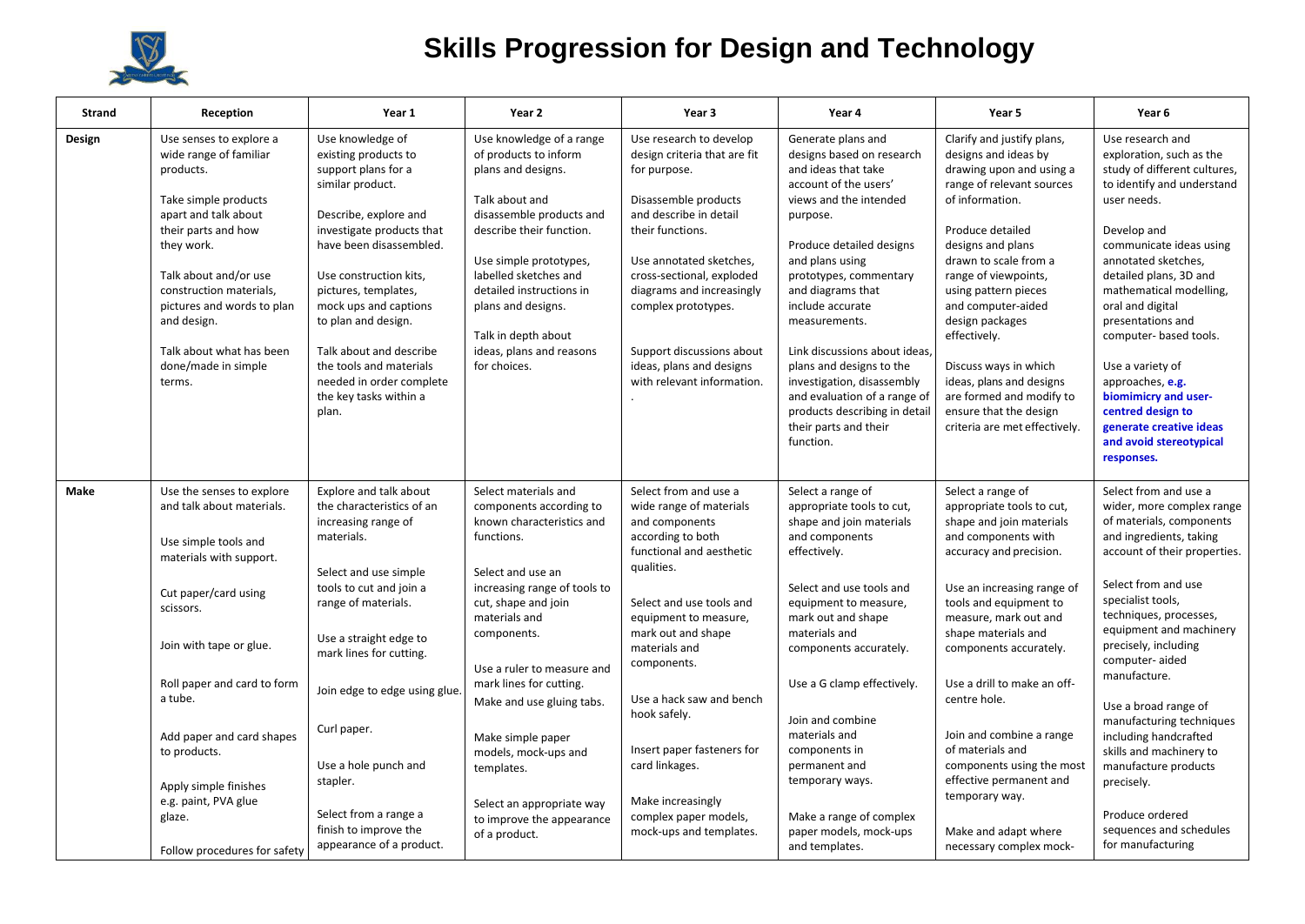# Skills Progression for Design and Technology

| Strand | Reception | Year 1 | Year 2 | Year 3 | Year 4 | Year 5 | Year 6 |
|---|---|---|---|---|---|---|---|
| **Design** | Use senses to explore a wide range of familiar products.<br><br>Take simple products apart and talk about their parts and how they work.<br><br>Talk about and/or use construction materials, pictures and words to plan and design.<br><br>Talk about what has been done/made in simple terms. | Use knowledge of existing products to support plans for a similar product.<br><br>Describe, explore and investigate products that have been disassembled.<br><br>Use construction kits, pictures, templates, mock ups and captions to plan and design.<br><br>Talk about and describe the tools and materials needed in order complete the key tasks within a plan. | Use knowledge of a range of products to inform plans and designs.<br><br>Talk about and disassemble products and describe their function.<br><br>Use simple prototypes, labelled sketches and detailed instructions in plans and designs.<br><br>Talk in depth about ideas, plans and reasons for choices. | Use research to develop design criteria that are fit for purpose.<br><br>Disassemble products and describe in detail their functions.<br><br>Use annotated sketches, cross-sectional, exploded diagrams and increasingly complex prototypes.<br><br>Support discussions about ideas, plans and designs with relevant information.<br>. | Generate plans and designs based on research and ideas that take account of the users' views and the intended purpose.<br><br>Produce detailed designs and plans using prototypes, commentary and diagrams that include accurate measurements.<br><br>Link discussions about ideas, plans and designs to the investigation, disassembly and evaluation of a range of products describing in detail their parts and their function. | Clarify and justify plans, designs and ideas by drawing upon and using a range of relevant sources of information.<br><br>Produce detailed designs and plans drawn to scale from a range of viewpoints, using pattern pieces and computer-aided design packages effectively.<br><br>Discuss ways in which ideas, plans and designs are formed and modify to ensure that the design criteria are met effectively. | Use research and exploration, such as the study of different cultures, to identify and understand user needs.<br><br>Develop and communicate ideas using annotated sketches, detailed plans, 3D and mathematical modelling, oral and digital presentations and computer- based tools.<br><br>Use a variety of approaches, **e.g. biomimicry and user-centred design to generate creative ideas and avoid stereotypical responses.** |
| **Make** | Use the senses to explore and talk about materials.<br><br>Use simple tools and materials with support.<br><br>Cut paper/card using scissors.<br><br>Join with tape or glue.<br><br>Roll paper and card to form a tube.<br><br>Add paper and card shapes to products.<br><br>Apply simple finishes e.g. paint, PVA glue glaze.<br><br>Follow procedures for safety | Explore and talk about the characteristics of an increasing range of materials.<br><br>Select and use simple tools to cut and join a range of materials.<br><br>Use a straight edge to mark lines for cutting.<br><br>Join edge to edge using glue.<br><br>Curl paper.<br><br>Use a hole punch and stapler.<br><br>Select from a range a finish to improve the appearance of a product. | Select materials and components according to known characteristics and functions.<br><br>Select and use an increasing range of tools to cut, shape and join materials and components.<br><br>Use a ruler to measure and mark lines for cutting.<br>Make and use gluing tabs.<br><br>Make simple paper models, mock-ups and templates.<br><br>Select an appropriate way to improve the appearance of a product. | Select from and use a wide range of materials and components according to both functional and aesthetic qualities.<br><br>Select and use tools and equipment to measure, mark out and shape materials and components.<br><br>Use a hack saw and bench hook safely.<br><br>Insert paper fasteners for card linkages.<br><br>Make increasingly complex paper models, mock-ups and templates. | Select a range of appropriate tools to cut, shape and join materials and components effectively.<br><br>Select and use tools and equipment to measure, mark out and shape materials and components accurately.<br><br>Use a G clamp effectively.<br><br>Join and combine materials and components in permanent and temporary ways.<br><br>Make a range of complex paper models, mock-ups and templates. | Select a range of appropriate tools to cut, shape and join materials and components with accuracy and precision.<br><br>Use an increasing range of tools and equipment to measure, mark out and shape materials and components accurately.<br><br>Use a drill to make an off-centre hole.<br><br>Join and combine a range of materials and components using the most effective permanent and temporary way.<br><br>Make and adapt where necessary complex mock- | Select from and use a wider, more complex range of materials, components and ingredients, taking account of their properties.<br><br>Select from and use specialist tools, techniques, processes, equipment and machinery precisely, including computer- aided manufacture.<br><br>Use a broad range of manufacturing techniques including handcrafted skills and machinery to manufacture products precisely.<br><br>Produce ordered sequences and schedules for manufacturing |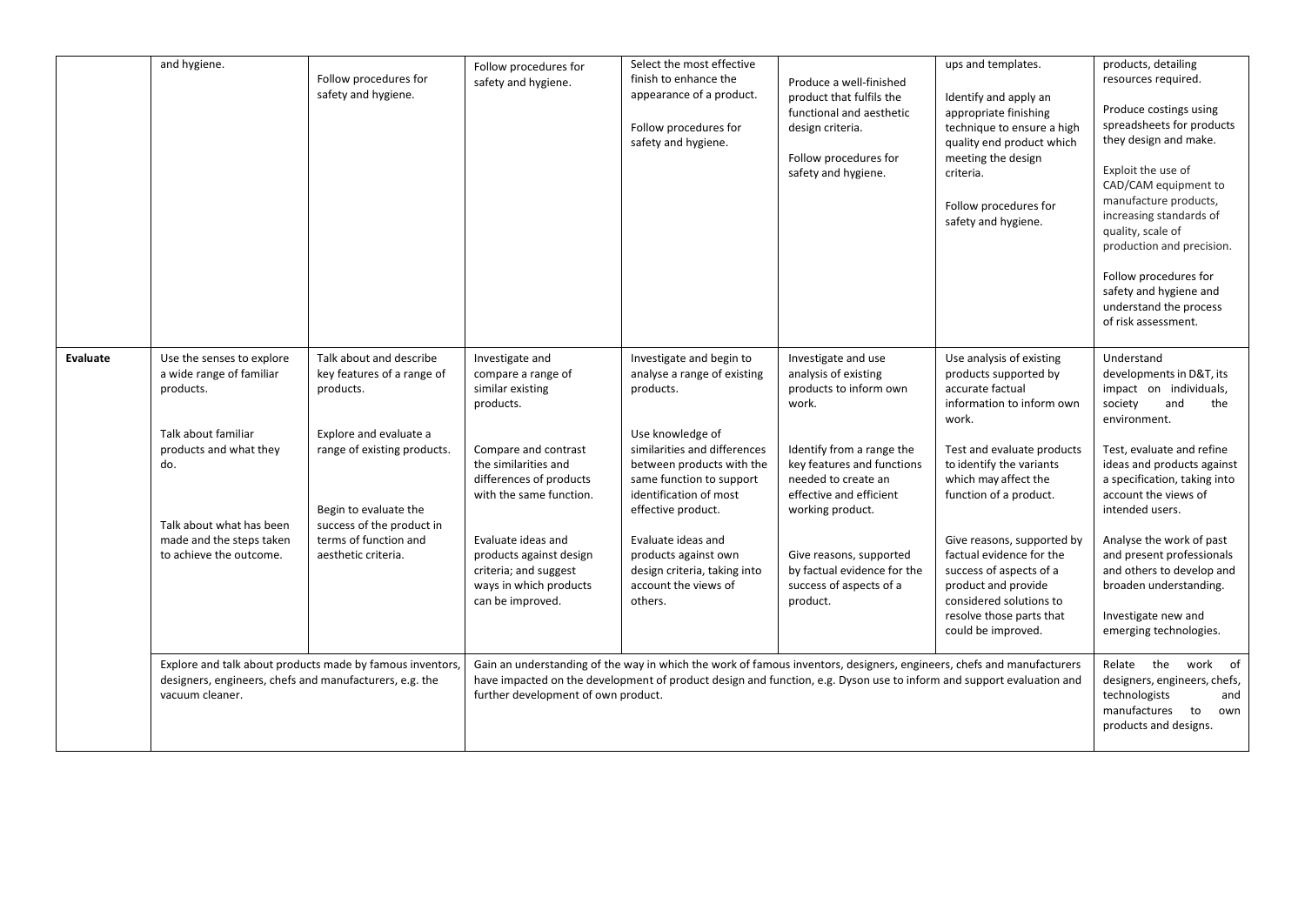|  |  |  |  |  |  |  |  |
|---|---|---|---|---|---|---|---|
|  | and hygiene. | Follow procedures for safety and hygiene. | Follow procedures for safety and hygiene. | Select the most effective finish to enhance the appearance of a product.<br><br>Follow procedures for safety and hygiene. | Produce a well-finished product that fulfils the functional and aesthetic design criteria.<br><br>Follow procedures for safety and hygiene. | ups and templates.<br><br>Identify and apply an appropriate finishing technique to ensure a high quality end product which meeting the design criteria.<br><br>Follow procedures for safety and hygiene. | products, detailing resources required.<br><br>Produce costings using spreadsheets for products they design and make.<br><br>Exploit the use of CAD/CAM equipment to manufacture products, increasing standards of quality, scale of production and precision.<br><br>Follow procedures for safety and hygiene and understand the process of risk assessment. |
| **Evaluate** | Use the senses to explore a wide range of familiar products.<br><br>Talk about familiar products and what they do.<br><br>Talk about what has been made and the steps taken to achieve the outcome. | Talk about and describe key features of a range of products.<br><br>Explore and evaluate a range of existing products.<br><br>Begin to evaluate the success of the product in terms of function and aesthetic criteria. | Investigate and compare a range of similar existing products.<br><br>Compare and contrast the similarities and differences of products with the same function.<br><br>Evaluate ideas and products against design criteria; and suggest ways in which products can be improved. | Investigate and begin to analyse a range of existing products.<br><br>Use knowledge of similarities and differences between products with the same function to support identification of most effective product.<br><br>Evaluate ideas and products against own design criteria, taking into account the views of others. | Investigate and use analysis of existing products to inform own work.<br><br>Identify from a range the key features and functions needed to create an effective and efficient working product.<br><br>Give reasons, supported by factual evidence for the success of aspects of a product. | Use analysis of existing products supported by accurate factual information to inform own work.<br><br>Test and evaluate products to identify the variants which may affect the function of a product.<br><br>Give reasons, supported by factual evidence for the success of aspects of a product and provide considered solutions to resolve those parts that could be improved. | Understand developments in D&T, its impact on individuals, society and the environment.<br><br>Test, evaluate and refine ideas and products against a specification, taking into account the views of intended users.<br><br>Analyse the work of past and present professionals and others to develop and broaden understanding.<br><br>Investigate new and emerging technologies. |
|  | Explore and talk about products made by famous inventors, designers, engineers, chefs and manufacturers, e.g. the vacuum cleaner. |  | Gain an understanding of the way in which the work of famous inventors, designers, engineers, chefs and manufacturers have impacted on the development of product design and function, e.g. Dyson use to inform and support evaluation and further development of own product. |  |  |  | Relate the work of designers, engineers, chefs, technologists and manufactures to own products and designs. |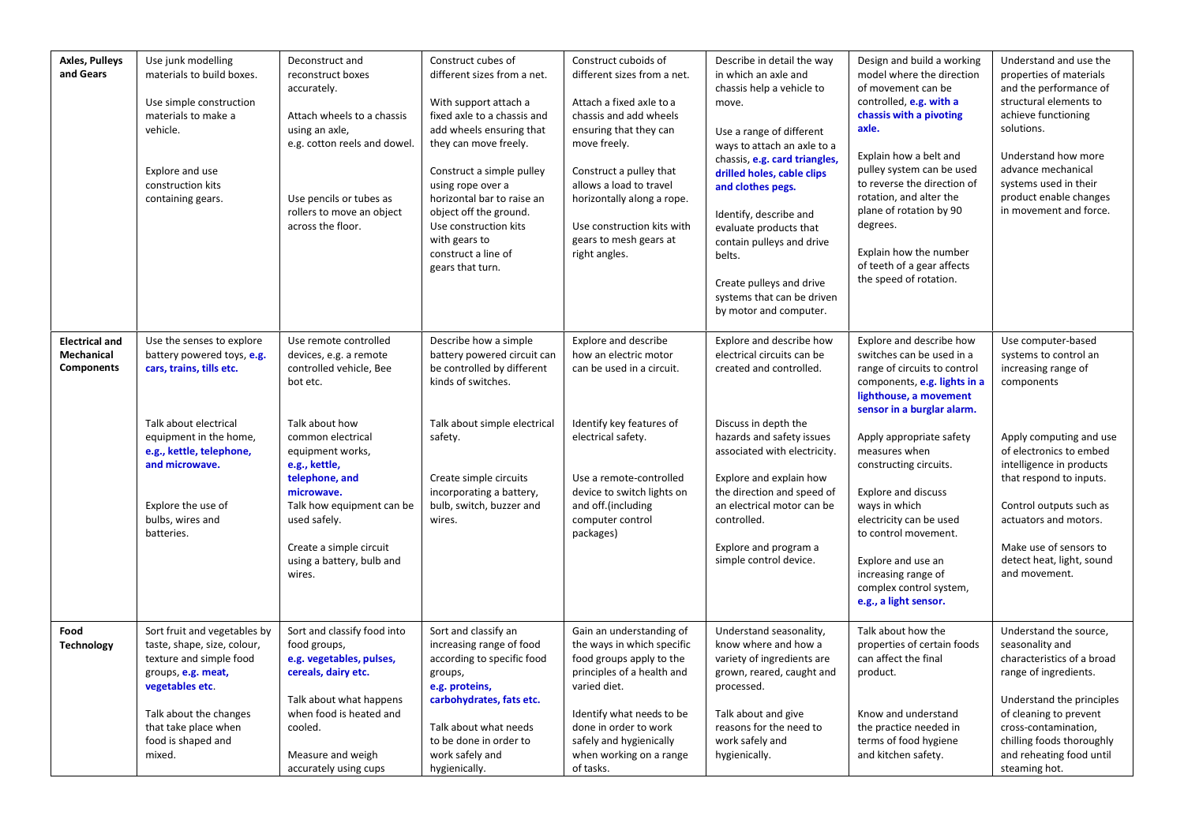| | | | | | | | |
|---|---|---|---|---|---|---|---|
| **Axles, Pulleys and Gears** | Use junk modelling materials to build boxes.<br><br>Use simple construction materials to make a vehicle.<br><br>Explore and use construction kits containing gears. | Deconstruct and reconstruct boxes accurately.<br><br>Attach wheels to a chassis using an axle, e.g. cotton reels and dowel.<br><br>Use pencils or tubes as rollers to move an object across the floor. | Construct cubes of different sizes from a net.<br><br>With support attach a fixed axle to a chassis and add wheels ensuring that they can move freely.<br><br>Construct a simple pulley using rope over a horizontal bar to raise an object off the ground. Use construction kits with gears to construct a line of gears that turn. | Construct cuboids of different sizes from a net.<br><br>Attach a fixed axle to a chassis and add wheels ensuring that they can move freely.<br><br>Construct a pulley that allows a load to travel horizontally along a rope.<br><br>Use construction kits with gears to mesh gears at right angles. | Describe in detail the way in which an axle and chassis help a vehicle to move.<br><br>Use a range of different ways to attach an axle to a chassis, **e.g. card triangles, drilled holes, cable clips and clothes pegs.**<br><br>Identify, describe and evaluate products that contain pulleys and drive belts.<br><br>Create pulleys and drive systems that can be driven by motor and computer. | Design and build a working model where the direction of movement can be controlled, **e.g. with a chassis with a pivoting axle.**<br><br>Explain how a belt and pulley system can be used to reverse the direction of rotation, and alter the plane of rotation by 90 degrees.<br><br>Explain how the number of teeth of a gear affects the speed of rotation. | Understand and use the properties of materials and the performance of structural elements to achieve functioning solutions.<br><br>Understand how more advance mechanical systems used in their product enable changes in movement and force. |
| **Electrical and Mechanical Components** | Use the senses to explore battery powered toys, **e.g. cars, trains, tills etc.**<br><br>Talk about electrical equipment in the home, **e.g., kettle, telephone, and microwave.**<br><br>Explore the use of bulbs, wires and batteries. | Use remote controlled devices, e.g. a remote controlled vehicle, Bee bot etc.<br><br>Talk about how common electrical equipment works, **e.g., kettle, telephone, and microwave.**<br>Talk how equipment can be used safely.<br><br>Create a simple circuit using a battery, bulb and wires. | Describe how a simple battery powered circuit can be controlled by different kinds of switches.<br><br>Talk about simple electrical safety.<br><br>Create simple circuits incorporating a battery, bulb, switch, buzzer and wires. | Explore and describe how an electric motor can be used in a circuit.<br><br>Identify key features of electrical safety.<br><br>Use a remote-controlled device to switch lights on and off.(including computer control packages) | Explore and describe how electrical circuits can be created and controlled.<br><br>Discuss in depth the hazards and safety issues associated with electricity.<br><br>Explore and explain how the direction and speed of an electrical motor can be controlled.<br><br>Explore and program a simple control device. | Explore and describe how switches can be used in a range of circuits to control components, **e.g. lights in a lighthouse, a movement sensor in a burglar alarm.**<br><br>Apply appropriate safety measures when constructing circuits.<br><br>Explore and discuss ways in which electricity can be used to control movement.<br><br>Explore and use an increasing range of complex control system, **e.g., a light sensor.** | Use computer-based systems to control an increasing range of components<br><br>Apply computing and use of electronics to embed intelligence in products that respond to inputs.<br><br>Control outputs such as actuators and motors.<br><br>Make use of sensors to detect heat, light, sound and movement. |
| **Food Technology** | Sort fruit and vegetables by taste, shape, size, colour, texture and simple food groups, **e.g. meat, vegetables etc**.<br><br>Talk about the changes that take place when food is shaped and mixed. | Sort and classify food into food groups, **e.g. vegetables, pulses, cereals, dairy etc.**<br><br>Talk about what happens when food is heated and cooled.<br><br>Measure and weigh accurately using cups | Sort and classify an increasing range of food according to specific food groups, **e.g. proteins, carbohydrates, fats etc.**<br><br>Talk about what needs to be done in order to work safely and hygienically. | Gain an understanding of the ways in which specific food groups apply to the principles of a health and varied diet.<br><br>Identify what needs to be done in order to work safely and hygienically when working on a range of tasks. | Understand seasonality, know where and how a variety of ingredients are grown, reared, caught and processed.<br><br>Talk about and give reasons for the need to work safely and hygienically. | Talk about how the properties of certain foods can affect the final product.<br><br>Know and understand the practice needed in terms of food hygiene and kitchen safety. | Understand the source, seasonality and characteristics of a broad range of ingredients.<br><br>Understand the principles of cleaning to prevent cross-contamination, chilling foods thoroughly and reheating food until steaming hot. |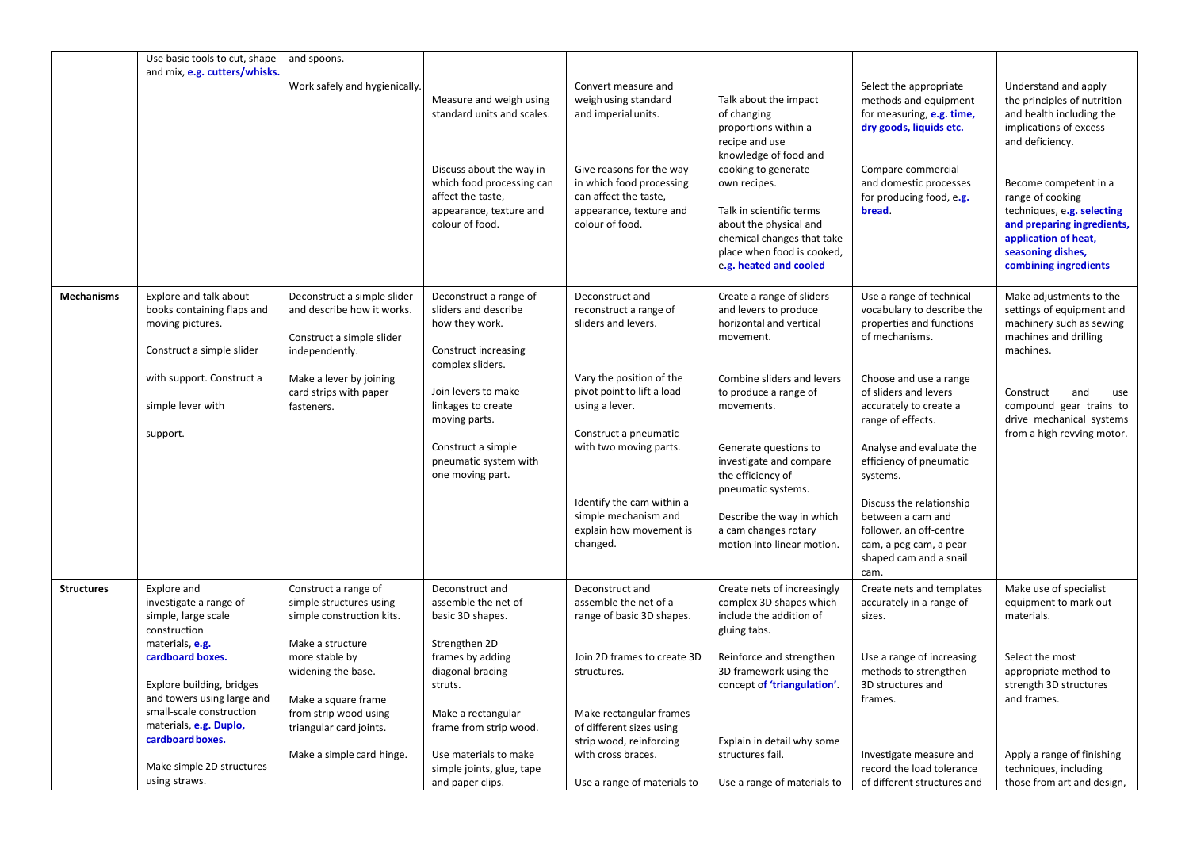| | | | | | | | |
|---|---|---|---|---|---|---|---|
| | Use basic tools to cut, shape and mix, **e.g. cutters/whisks.** | and spoons.<br><br>Work safely and hygienically. | Measure and weigh using standard units and scales.<br><br>Discuss about the way in which food processing can affect the taste, appearance, texture and colour of food. | Convert measure and weigh using standard and imperial units.<br><br>Give reasons for the way in which food processing can affect the taste, appearance, texture and colour of food. | Talk about the impact of changing proportions within a recipe and use knowledge of food and cooking to generate own recipes.<br><br>Talk in scientific terms about the physical and chemical changes that take place when food is cooked, e**.g. heated and cooled** | Select the appropriate methods and equipment for measuring, **e.g. time, dry goods, liquids etc.**<br><br>Compare commercial and domestic processes for producing food, e**.g. bread**. | Understand and apply the principles of nutrition and health including the implications of excess and deficiency.<br><br>Become competent in a range of cooking techniques, e**.g. selecting and preparing ingredients, application of heat, seasoning dishes, combining ingredients** |
| **Mechanisms** | Explore and talk about books containing flaps and moving pictures.<br><br>Construct a simple slider with support. Construct a simple lever with support. | Deconstruct a simple slider and describe how it works.<br><br>Construct a simple slider independently.<br><br>Make a lever by joining card strips with paper fasteners. | Deconstruct a range of sliders and describe how they work.<br><br>Construct increasing complex sliders.<br><br>Join levers to make linkages to create moving parts.<br><br>Construct a simple pneumatic system with one moving part. | Deconstruct and reconstruct a range of sliders and levers.<br><br>Vary the position of the pivot point to lift a load using a lever.<br><br>Construct a pneumatic with two moving parts.<br><br>Identify the cam within a simple mechanism and explain how movement is changed. | Create a range of sliders and levers to produce horizontal and vertical movement.<br><br>Combine sliders and levers to produce a range of movements.<br><br>Generate questions to investigate and compare the efficiency of pneumatic systems.<br><br>Describe the way in which a cam changes rotary motion into linear motion. | Use a range of technical vocabulary to describe the properties and functions of mechanisms.<br><br>Choose and use a range of sliders and levers accurately to create a range of effects.<br><br>Analyse and evaluate the efficiency of pneumatic systems.<br><br>Discuss the relationship between a cam and follower, an off-centre cam, a peg cam, a pear-shaped cam and a snail cam. | Make adjustments to the settings of equipment and machinery such as sewing machines and drilling machines.<br><br>Construct and use compound gear trains to drive mechanical systems from a high revving motor. |
| **Structures** | Explore and investigate a range of simple, large scale construction materials, **e.g. cardboard boxes.**<br><br>Explore building, bridges and towers using large and small-scale construction materials, **e.g. Duplo, cardboard boxes.**<br><br>Make simple 2D structures using straws. | Construct a range of simple structures using simple construction kits.<br><br>Make a structure more stable by widening the base.<br><br>Make a square frame from strip wood using triangular card joints.<br><br>Make a simple card hinge. | Deconstruct and assemble the net of basic 3D shapes.<br><br>Strengthen 2D frames by adding diagonal bracing struts.<br><br>Make a rectangular frame from strip wood.<br><br>Use materials to make simple joints, glue, tape and paper clips. | Deconstruct and assemble the net of a range of basic 3D shapes.<br><br>Join 2D frames to create 3D structures.<br><br>Make rectangular frames of different sizes using strip wood, reinforcing with cross braces.<br><br>Use a range of materials to | Create nets of increasingly complex 3D shapes which include the addition of gluing tabs.<br><br>Reinforce and strengthen 3D framework using the concept of **'triangulation'**.<br><br>Explain in detail why some structures fail.<br><br>Use a range of materials to | Create nets and templates accurately in a range of sizes.<br><br>Use a range of increasing methods to strengthen 3D structures and frames.<br><br>Investigate measure and record the load tolerance of different structures and | Make use of specialist equipment to mark out materials.<br><br>Select the most appropriate method to strength 3D structures and frames.<br><br>Apply a range of finishing techniques, including those from art and design, |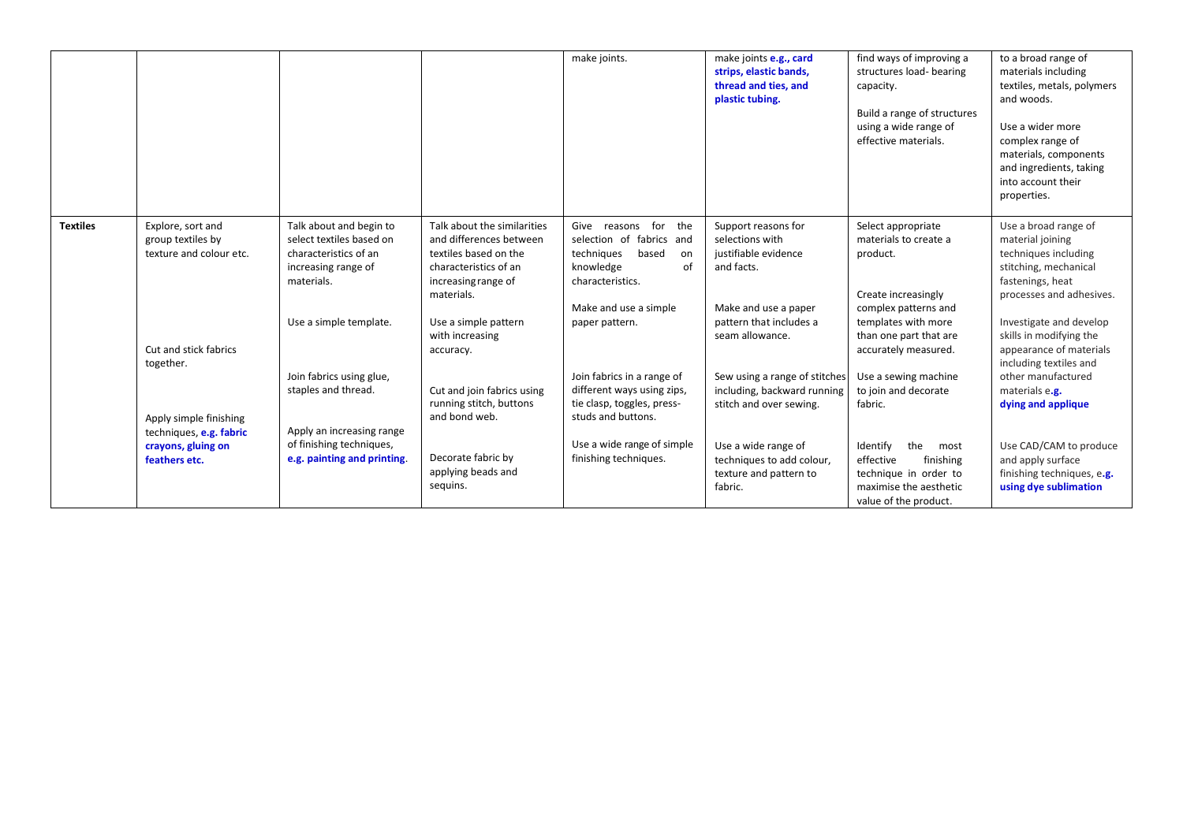| | | | | | | | |
|---|---|---|---|---|---|---|---|
| | | | | make joints. | make joints **e.g., card strips, elastic bands, thread and ties, and plastic tubing.** | find ways of improving a structures load- bearing capacity.<br><br>Build a range of structures using a wide range of effective materials. | to a broad range of materials including textiles, metals, polymers and woods.<br><br>Use a wider more complex range of materials, components and ingredients, taking into account their properties. |
| **Textiles** | Explore, sort and group textiles by texture and colour etc.<br><br>Cut and stick fabrics together.<br><br>Apply simple finishing techniques, **e.g. fabric crayons, gluing on feathers etc.** | Talk about and begin to select textiles based on characteristics of an increasing range of materials.<br><br>Use a simple template.<br><br>Join fabrics using glue, staples and thread.<br><br>Apply an increasing range of finishing techniques, **e.g. painting and printing**. | Talk about the similarities and differences between textiles based on the characteristics of an increasing range of materials.<br><br>Use a simple pattern with increasing accuracy.<br><br>Cut and join fabrics using running stitch, buttons and bond web.<br><br>Decorate fabric by applying beads and sequins. | Give reasons for the selection of fabrics and techniques based on knowledge of characteristics.<br><br>Make and use a simple paper pattern.<br><br>Join fabrics in a range of different ways using zips, tie clasp, toggles, press-studs and buttons.<br><br>Use a wide range of simple finishing techniques. | Support reasons for selections with justifiable evidence and facts.<br><br>Make and use a paper pattern that includes a seam allowance.<br><br>Sew using a range of stitches including, backward running stitch and over sewing.<br><br>Use a wide range of techniques to add colour, texture and pattern to fabric. | Select appropriate materials to create a product.<br><br>Create increasingly complex patterns and templates with more than one part that are accurately measured.<br><br>Use a sewing machine to join and decorate fabric.<br><br>Identify the most effective finishing technique in order to maximise the aesthetic value of the product. | Use a broad range of material joining techniques including stitching, mechanical fastenings, heat processes and adhesives.<br><br>Investigate and develop skills in modifying the appearance of materials including textiles and other manufactured materials e**.g. dying and applique**<br><br>Use CAD/CAM to produce and apply surface finishing techniques, e**.g. using dye sublimation** |